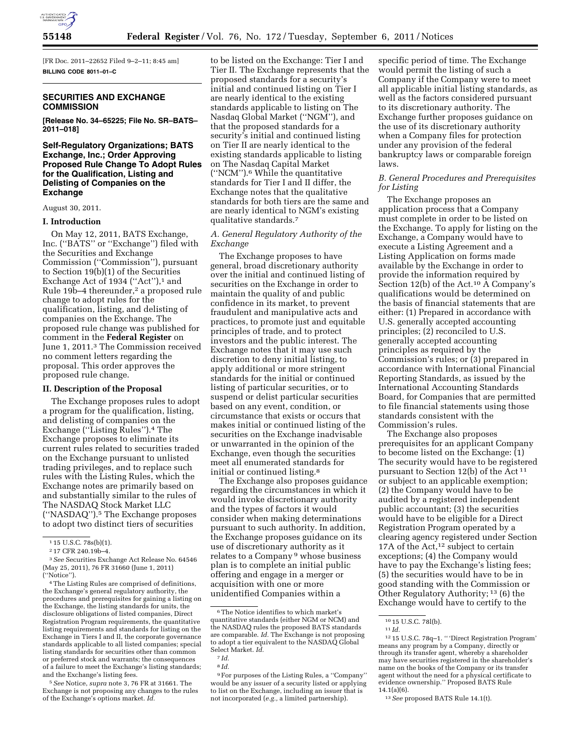[FR Doc. 2011–22652 Filed 9–2–11; 8:45 am]

**BILLING CODE 8011–01–C**

## SECURITIES AND EXCHANGE COMMISSION

**[Release No. 34–65225; File No. SR–BATS–2011–018]**

## Self-Regulatory Organizations; BATS Exchange, Inc.; Order Approving Proposed Rule Change To Adopt Rules for the Qualification, Listing and Delisting of Companies on the Exchange

August 30, 2011.

### I. Introduction

On May 12, 2011, BATS Exchange, Inc. (''BATS'' or ''Exchange'') filed with the Securities and Exchange Commission (''Commission''), pursuant to Section 19(b)(1) of the Securities Exchange Act of 1934 (''Act''),[1] and Rule 19b–4 thereunder,[2] a proposed rule change to adopt rules for the qualification, listing, and delisting of companies on the Exchange. The proposed rule change was published for comment in the **Federal Register** on June 1, 2011.[3] The Commission received no comment letters regarding the proposal. This order approves the proposed rule change.

### II. Description of the Proposal

The Exchange proposes rules to adopt a program for the qualification, listing, and delisting of companies on the Exchange (''Listing Rules'').[4] The Exchange proposes to eliminate its current rules related to securities traded on the Exchange pursuant to unlisted trading privileges, and to replace such rules with the Listing Rules, which the Exchange notes are primarily based on and substantially similar to the rules of The NASDAQ Stock Market LLC (''NASDAQ'').[5] The Exchange proposes to adopt two distinct tiers of securities to be listed on the Exchange: Tier I and Tier II. The Exchange represents that the proposed standards for a security's initial and continued listing on Tier I are nearly identical to the existing standards applicable to listing on The Nasdaq Global Market (''NGM''), and that the proposed standards for a security's initial and continued listing on Tier II are nearly identical to the existing standards applicable to listing on The Nasdaq Capital Market (''NCM'').[6] While the quantitative standards for Tier I and II differ, the Exchange notes that the qualitative standards for both tiers are the same and are nearly identical to NGM's existing qualitative standards.[7]

#### A. General Regulatory Authority of the Exchange

The Exchange proposes to have general, broad discretionary authority over the initial and continued listing of securities on the Exchange in order to maintain the quality of and public confidence in its market, to prevent fraudulent and manipulative acts and practices, to promote just and equitable principles of trade, and to protect investors and the public interest. The Exchange notes that it may use such discretion to deny initial listing, to apply additional or more stringent standards for the initial or continued listing of particular securities, or to suspend or delist particular securities based on any event, condition, or circumstance that exists or occurs that makes initial or continued listing of the securities on the Exchange inadvisable or unwarranted in the opinion of the Exchange, even though the securities meet all enumerated standards for initial or continued listing.[8]

The Exchange also proposes guidance regarding the circumstances in which it would invoke discretionary authority and the types of factors it would consider when making determinations pursuant to such authority. In addition, the Exchange proposes guidance on its use of discretionary authority as it relates to a Company[9] whose business plan is to complete an initial public offering and engage in a merger or acquisition with one or more unidentified Companies within a specific period of time. The Exchange would permit the listing of such a Company if the Company were to meet all applicable initial listing standards, as well as the factors considered pursuant to its discretionary authority. The Exchange further proposes guidance on the use of its discretionary authority when a Company files for protection under any provision of the federal bankruptcy laws or comparable foreign laws.

#### B. General Procedures and Prerequisites for Listing

The Exchange proposes an application process that a Company must complete in order to be listed on the Exchange. To apply for listing on the Exchange, a Company would have to execute a Listing Agreement and a Listing Application on forms made available by the Exchange in order to provide the information required by Section 12(b) of the Act.[10] A Company's qualifications would be determined on the basis of financial statements that are either: (1) Prepared in accordance with U.S. generally accepted accounting principles; (2) reconciled to U.S. generally accepted accounting principles as required by the Commission's rules; or (3) prepared in accordance with International Financial Reporting Standards, as issued by the International Accounting Standards Board, for Companies that are permitted to file financial statements using those standards consistent with the Commission's rules.

The Exchange also proposes prerequisites for an applicant Company to become listed on the Exchange: (1) The security would have to be registered pursuant to Section 12(b) of the Act[11] or subject to an applicable exemption; (2) the Company would have to be audited by a registered independent public accountant; (3) the securities would have to be eligible for a Direct Registration Program operated by a clearing agency registered under Section 17A of the Act,[12] subject to certain exceptions; (4) the Company would have to pay the Exchange's listing fees; (5) the securities would have to be in good standing with the Commission or Other Regulatory Authority;[13] (6) the Exchange would have to certify to the

---

[1] 15 U.S.C. 78s(b)(1).

[2] 17 CFR 240.19b–4.

[3] *See* Securities Exchange Act Release No. 64546 (May 25, 2011), 76 FR 31660 (June 1, 2011) (''Notice'').

[4] The Listing Rules are comprised of definitions, the Exchange's general regulatory authority, the procedures and prerequisites for gaining a listing on the Exchange, the listing standards for units, the disclosure obligations of listed companies, Direct Registration Program requirements, the quantitative listing requirements and standards for listing on the Exchange in Tiers I and II, the corporate governance standards applicable to all listed companies; special listing standards for securities other than common or preferred stock and warrants; the consequences of a failure to meet the Exchange's listing standards; and the Exchange's listing fees.

[5] *See* Notice, *supra* note 3, 76 FR at 31661. The Exchange is not proposing any changes to the rules of the Exchange's options market. *Id.*

[6] The Notice identifies to which market's quantitative standards (either NGM or NCM) and the NASDAQ rules the proposed BATS standards are comparable. *Id.* The Exchange is not proposing to adopt a tier equivalent to the NASDAQ Global Select Market. *Id.*

[7] *Id.*

[8] *Id.*

[9] For purposes of the Listing Rules, a ''Company'' would be any issuer of a security listed or applying to list on the Exchange, including an issuer that is not incorporated (*e.g.,* a limited partnership).

[10] 15 U.S.C. 78l(b).

[11] *Id.*

[12] 15 U.S.C. 78q–1. '' 'Direct Registration Program' means any program by a Company, directly or through its transfer agent, whereby a shareholder may have securities registered in the shareholder's name on the books of the Company or its transfer agent without the need for a physical certificate to evidence ownership.'' Proposed BATS Rule 14.1(a)(6).

[13] *See* proposed BATS Rule 14.1(t).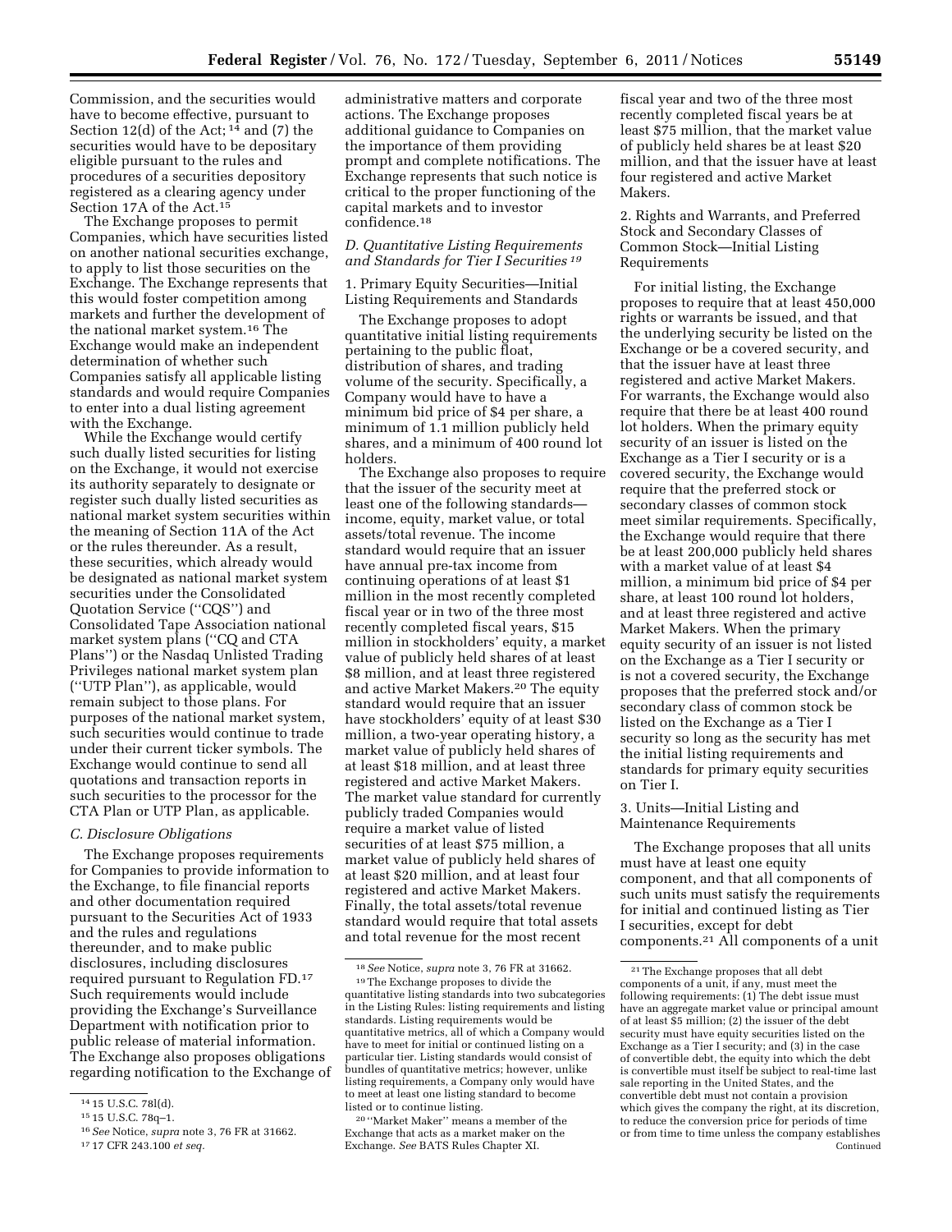Commission, and the securities would have to become effective, pursuant to Section 12(d) of the Act;[14] and (7) the securities would have to be depositary eligible pursuant to the rules and procedures of a securities depository registered as a clearing agency under Section 17A of the Act.[15]

The Exchange proposes to permit Companies, which have securities listed on another national securities exchange, to apply to list those securities on the Exchange. The Exchange represents that this would foster competition among markets and further the development of the national market system.[16] The Exchange would make an independent determination of whether such Companies satisfy all applicable listing standards and would require Companies to enter into a dual listing agreement with the Exchange.

While the Exchange would certify such dually listed securities for listing on the Exchange, it would not exercise its authority separately to designate or register such dually listed securities as national market system securities within the meaning of Section 11A of the Act or the rules thereunder. As a result, these securities, which already would be designated as national market system securities under the Consolidated Quotation Service ("CQS") and Consolidated Tape Association national market system plans ("CQ and CTA Plans") or the Nasdaq Unlisted Trading Privileges national market system plan ("UTP Plan"), as applicable, would remain subject to those plans. For purposes of the national market system, such securities would continue to trade under their current ticker symbols. The Exchange would continue to send all quotations and transaction reports in such securities to the processor for the CTA Plan or UTP Plan, as applicable.

### *C. Disclosure Obligations*

The Exchange proposes requirements for Companies to provide information to the Exchange, to file financial reports and other documentation required pursuant to the Securities Act of 1933 and the rules and regulations thereunder, and to make public disclosures, including disclosures required pursuant to Regulation FD.[17] Such requirements would include providing the Exchange's Surveillance Department with notification prior to public release of material information. The Exchange also proposes obligations regarding notification to the Exchange of administrative matters and corporate actions. The Exchange proposes additional guidance to Companies on the importance of them providing prompt and complete notifications. The Exchange represents that such notice is critical to the proper functioning of the capital markets and to investor confidence.[18]

### *D. Quantitative Listing Requirements and Standards for Tier I Securities*[19]

#### 1. Primary Equity Securities—Initial Listing Requirements and Standards

The Exchange proposes to adopt quantitative initial listing requirements pertaining to the public float, distribution of shares, and trading volume of the security. Specifically, a Company would have to have a minimum bid price of $4 per share, a minimum of 1.1 million publicly held shares, and a minimum of 400 round lot holders.

The Exchange also proposes to require that the issuer of the security meet at least one of the following standards—income, equity, market value, or total assets/total revenue. The income standard would require that an issuer have annual pre-tax income from continuing operations of at least $1 million in the most recently completed fiscal year or in two of the three most recently completed fiscal years, $15 million in stockholders' equity, a market value of publicly held shares of at least $8 million, and at least three registered and active Market Makers.[20] The equity standard would require that an issuer have stockholders' equity of at least $30 million, a two-year operating history, a market value of publicly held shares of at least $18 million, and at least three registered and active Market Makers. The market value standard for currently publicly traded Companies would require a market value of listed securities of at least $75 million, a market value of publicly held shares of at least $20 million, and at least four registered and active Market Makers. Finally, the total assets/total revenue standard would require that total assets and total revenue for the most recent fiscal year and two of the three most recently completed fiscal years be at least $75 million, that the market value of publicly held shares be at least $20 million, and that the issuer have at least four registered and active Market Makers.

#### 2. Rights and Warrants, and Preferred Stock and Secondary Classes of Common Stock—Initial Listing Requirements

For initial listing, the Exchange proposes to require that at least 450,000 rights or warrants be issued, and that the underlying security be listed on the Exchange or be a covered security, and that the issuer have at least three registered and active Market Makers. For warrants, the Exchange would also require that there be at least 400 round lot holders. When the primary equity security of an issuer is listed on the Exchange as a Tier I security or is a covered security, the Exchange would require that the preferred stock or secondary classes of common stock meet similar requirements. Specifically, the Exchange would require that there be at least 200,000 publicly held shares with a market value of at least $4 million, a minimum bid price of $4 per share, at least 100 round lot holders, and at least three registered and active Market Makers. When the primary equity security of an issuer is not listed on the Exchange as a Tier I security or is not a covered security, the Exchange proposes that the preferred stock and/or secondary class of common stock be listed on the Exchange as a Tier I security so long as the security has met the initial listing requirements and standards for primary equity securities on Tier I.

#### 3. Units—Initial Listing and Maintenance Requirements

The Exchange proposes that all units must have at least one equity component, and that all components of such units must satisfy the requirements for initial and continued listing as Tier I securities, except for debt components.[21] All components of a unit

---

[14] 15 U.S.C. 78l(d).

[15] 15 U.S.C. 78q–1.

[16] *See* Notice, *supra* note 3, 76 FR at 31662.

[17] 17 CFR 243.100 *et seq.*

[18] *See* Notice, *supra* note 3, 76 FR at 31662.

[19] The Exchange proposes to divide the quantitative listing standards into two subcategories in the Listing Rules: listing requirements and listing standards. Listing requirements would be quantitative metrics, all of which a Company would have to meet for initial or continued listing on a particular tier. Listing standards would consist of bundles of quantitative metrics; however, unlike listing requirements, a Company only would have to meet at least one listing standard to become listed or to continue listing.

[20] "Market Maker" means a member of the Exchange that acts as a market maker on the Exchange. *See* BATS Rules Chapter XI.

[21] The Exchange proposes that all debt components of a unit, if any, must meet the following requirements: (1) The debt issue must have an aggregate market value or principal amount of at least $5 million; (2) the issuer of the debt security must have equity securities listed on the Exchange as a Tier I security; and (3) in the case of convertible debt, the equity into which the debt is convertible must itself be subject to real-time last sale reporting in the United States, and the convertible debt must not contain a provision which gives the company the right, at its discretion, to reduce the conversion price for periods of time or from time to time unless the company establishes
Continued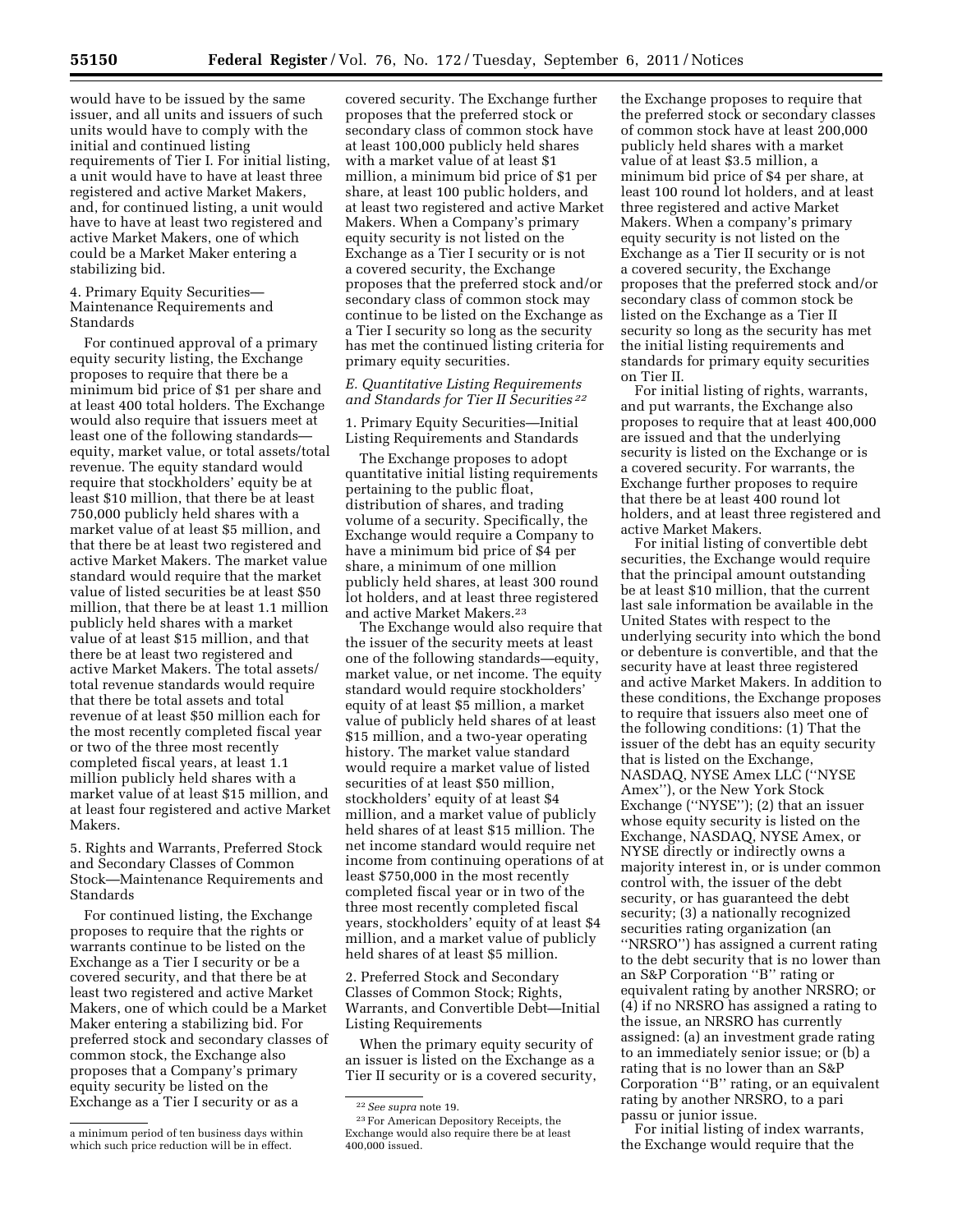would have to be issued by the same issuer, and all units and issuers of such units would have to comply with the initial and continued listing requirements of Tier I. For initial listing, a unit would have to have at least three registered and active Market Makers, and, for continued listing, a unit would have to have at least two registered and active Market Makers, one of which could be a Market Maker entering a stabilizing bid.

4. Primary Equity Securities—Maintenance Requirements and Standards

For continued approval of a primary equity security listing, the Exchange proposes to require that there be a minimum bid price of $1 per share and at least 400 total holders. The Exchange would also require that issuers meet at least one of the following standards—equity, market value, or total assets/total revenue. The equity standard would require that stockholders' equity be at least $10 million, that there be at least 750,000 publicly held shares with a market value of at least $5 million, and that there be at least two registered and active Market Makers. The market value standard would require that the market value of listed securities be at least $50 million, that there be at least 1.1 million publicly held shares with a market value of at least $15 million, and that there be at least two registered and active Market Makers. The total assets/total revenue standards would require that there be total assets and total revenue of at least $50 million each for the most recently completed fiscal year or two of the three most recently completed fiscal years, at least 1.1 million publicly held shares with a market value of at least $15 million, and at least four registered and active Market Makers.

5. Rights and Warrants, Preferred Stock and Secondary Classes of Common Stock—Maintenance Requirements and Standards

For continued listing, the Exchange proposes to require that the rights or warrants continue to be listed on the Exchange as a Tier I security or be a covered security, and that there be at least two registered and active Market Makers, one of which could be a Market Maker entering a stabilizing bid. For preferred stock and secondary classes of common stock, the Exchange also proposes that a Company's primary equity security be listed on the Exchange as a Tier I security or as a covered security. The Exchange further proposes that the preferred stock or secondary class of common stock have at least 100,000 publicly held shares with a market value of at least $1 million, a minimum bid price of $1 per share, at least 100 public holders, and at least two registered and active Market Makers. When a Company's primary equity security is not listed on the Exchange as a Tier I security or is not a covered security, the Exchange proposes that the preferred stock and/or secondary class of common stock may continue to be listed on the Exchange as a Tier I security so long as the security has met the continued listing criteria for primary equity securities.

*E. Quantitative Listing Requirements and Standards for Tier II Securities* [22]

1. Primary Equity Securities—Initial Listing Requirements and Standards

The Exchange proposes to adopt quantitative initial listing requirements pertaining to the public float, distribution of shares, and trading volume of a security. Specifically, the Exchange would require a Company to have a minimum bid price of $4 per share, a minimum of one million publicly held shares, at least 300 round lot holders, and at least three registered and active Market Makers.[23]

The Exchange would also require that the issuer of the security meets at least one of the following standards—equity, market value, or net income. The equity standard would require stockholders' equity of at least $5 million, a market value of publicly held shares of at least $15 million, and a two-year operating history. The market value standard would require a market value of listed securities of at least $50 million, stockholders' equity of at least $4 million, and a market value of publicly held shares of at least $15 million. The net income standard would require net income from continuing operations of at least $750,000 in the most recently completed fiscal year or in two of the three most recently completed fiscal years, stockholders' equity of at least $4 million, and a market value of publicly held shares of at least $5 million.

2. Preferred Stock and Secondary Classes of Common Stock; Rights, Warrants, and Convertible Debt—Initial Listing Requirements

When the primary equity security of an issuer is listed on the Exchange as a Tier II security or is a covered security, the Exchange proposes to require that the preferred stock or secondary classes of common stock have at least 200,000 publicly held shares with a market value of at least $3.5 million, a minimum bid price of $4 per share, at least 100 round lot holders, and at least three registered and active Market Makers. When a company's primary equity security is not listed on the Exchange as a Tier II security or is not a covered security, the Exchange proposes that the preferred stock and/or secondary class of common stock be listed on the Exchange as a Tier II security so long as the security has met the initial listing requirements and standards for primary equity securities on Tier II.

For initial listing of rights, warrants, and put warrants, the Exchange also proposes to require that at least 400,000 are issued and that the underlying security is listed on the Exchange or is a covered security. For warrants, the Exchange further proposes to require that there be at least 400 round lot holders, and at least three registered and active Market Makers.

For initial listing of convertible debt securities, the Exchange would require that the principal amount outstanding be at least $10 million, that the current last sale information be available in the United States with respect to the underlying security into which the bond or debenture is convertible, and that the security have at least three registered and active Market Makers. In addition to these conditions, the Exchange proposes to require that issuers also meet one of the following conditions: (1) That the issuer of the debt has an equity security that is listed on the Exchange, NASDAQ, NYSE Amex LLC (''NYSE Amex''), or the New York Stock Exchange (''NYSE''); (2) that an issuer whose equity security is listed on the Exchange, NASDAQ, NYSE Amex, or NYSE directly or indirectly owns a majority interest in, or is under common control with, the issuer of the debt security, or has guaranteed the debt security; (3) a nationally recognized securities rating organization (an ''NRSRO'') has assigned a current rating to the debt security that is no lower than an S&P Corporation ''B'' rating or equivalent rating by another NRSRO; or (4) if no NRSRO has assigned a rating to the issue, an NRSRO has currently assigned: (a) an investment grade rating to an immediately senior issue; or (b) a rating that is no lower than an S&P Corporation ''B'' rating, or an equivalent rating by another NRSRO, to a pari passu or junior issue.

For initial listing of index warrants, the Exchange would require that the

---

a minimum period of ten business days within which such price reduction will be in effect.

[22] *See supra* note 19.

[23] For American Depository Receipts, the Exchange would also require there be at least 400,000 issued.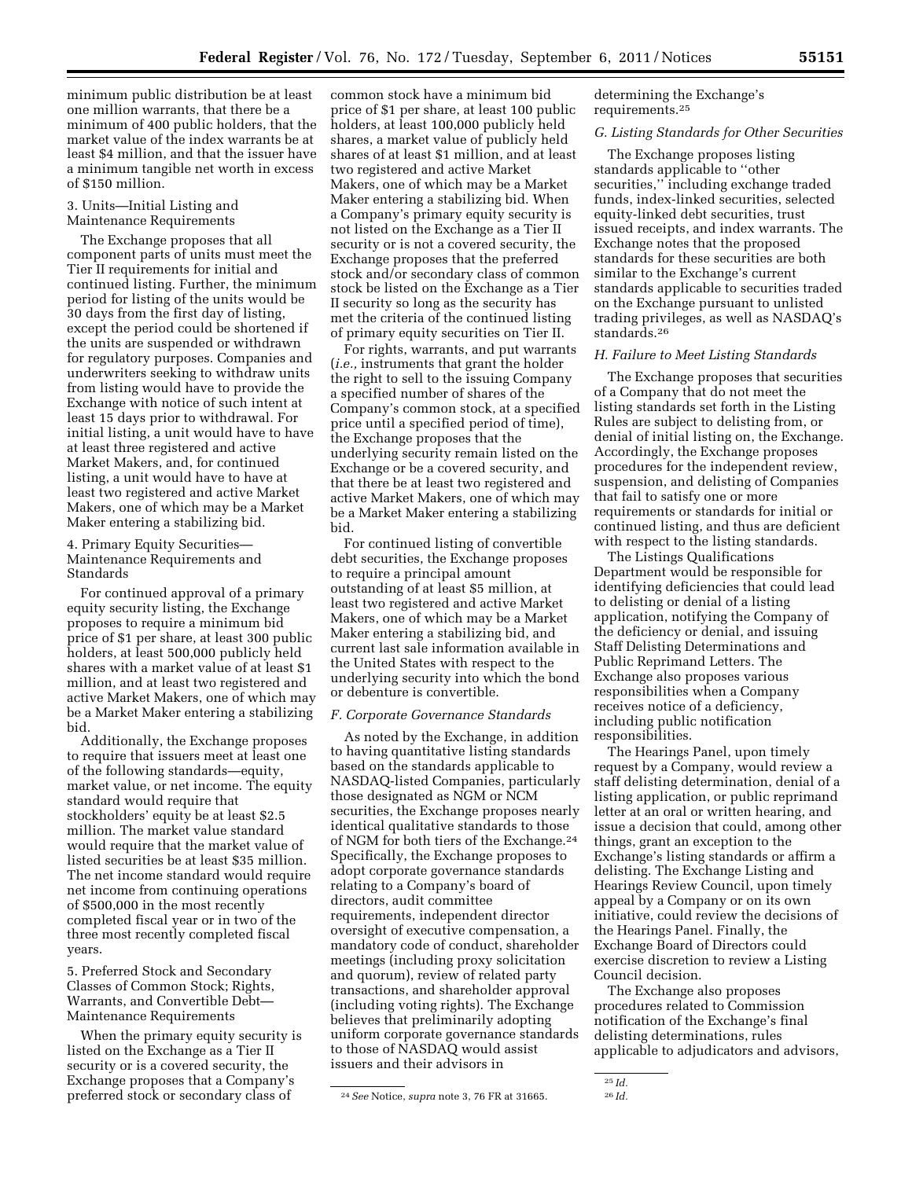minimum public distribution be at least one million warrants, that there be a minimum of 400 public holders, that the market value of the index warrants be at least $4 million, and that the issuer have a minimum tangible net worth in excess of $150 million.

3. Units—Initial Listing and Maintenance Requirements

The Exchange proposes that all component parts of units must meet the Tier II requirements for initial and continued listing. Further, the minimum period for listing of the units would be 30 days from the first day of listing, except the period could be shortened if the units are suspended or withdrawn for regulatory purposes. Companies and underwriters seeking to withdraw units from listing would have to provide the Exchange with notice of such intent at least 15 days prior to withdrawal. For initial listing, a unit would have to have at least three registered and active Market Makers, and, for continued listing, a unit would have to have at least two registered and active Market Makers, one of which may be a Market Maker entering a stabilizing bid.

4. Primary Equity Securities—Maintenance Requirements and Standards

For continued approval of a primary equity security listing, the Exchange proposes to require a minimum bid price of $1 per share, at least 300 public holders, at least 500,000 publicly held shares with a market value of at least $1 million, and at least two registered and active Market Makers, one of which may be a Market Maker entering a stabilizing bid.

Additionally, the Exchange proposes to require that issuers meet at least one of the following standards—equity, market value, or net income. The equity standard would require that stockholders' equity be at least $2.5 million. The market value standard would require that the market value of listed securities be at least $35 million. The net income standard would require net income from continuing operations of $500,000 in the most recently completed fiscal year or in two of the three most recently completed fiscal years.

5. Preferred Stock and Secondary Classes of Common Stock; Rights, Warrants, and Convertible Debt—Maintenance Requirements

When the primary equity security is listed on the Exchange as a Tier II security or is a covered security, the Exchange proposes that a Company's preferred stock or secondary class of common stock have a minimum bid price of $1 per share, at least 100 public holders, at least 100,000 publicly held shares, a market value of publicly held shares of at least $1 million, and at least two registered and active Market Makers, one of which may be a Market Maker entering a stabilizing bid. When a Company's primary equity security is not listed on the Exchange as a Tier II security or is not a covered security, the Exchange proposes that the preferred stock and/or secondary class of common stock be listed on the Exchange as a Tier II security so long as the security has met the criteria of the continued listing of primary equity securities on Tier II.

For rights, warrants, and put warrants (*i.e.,* instruments that grant the holder the right to sell to the issuing Company a specified number of shares of the Company's common stock, at a specified price until a specified period of time), the Exchange proposes that the underlying security remain listed on the Exchange or be a covered security, and that there be at least two registered and active Market Makers, one of which may be a Market Maker entering a stabilizing bid.

For continued listing of convertible debt securities, the Exchange proposes to require a principal amount outstanding of at least $5 million, at least two registered and active Market Makers, one of which may be a Market Maker entering a stabilizing bid, and current last sale information available in the United States with respect to the underlying security into which the bond or debenture is convertible.

### *F. Corporate Governance Standards*

As noted by the Exchange, in addition to having quantitative listing standards based on the standards applicable to NASDAQ-listed Companies, particularly those designated as NGM or NCM securities, the Exchange proposes nearly identical qualitative standards to those of NGM for both tiers of the Exchange.[24] Specifically, the Exchange proposes to adopt corporate governance standards relating to a Company's board of directors, audit committee requirements, independent director oversight of executive compensation, a mandatory code of conduct, shareholder meetings (including proxy solicitation and quorum), review of related party transactions, and shareholder approval (including voting rights). The Exchange believes that preliminarily adopting uniform corporate governance standards to those of NASDAQ would assist issuers and their advisors in determining the Exchange's requirements.[25]

### *G. Listing Standards for Other Securities*

The Exchange proposes listing standards applicable to "other securities," including exchange traded funds, index-linked securities, selected equity-linked debt securities, trust issued receipts, and index warrants. The Exchange notes that the proposed standards for these securities are both similar to the Exchange's current standards applicable to securities traded on the Exchange pursuant to unlisted trading privileges, as well as NASDAQ's standards.[26]

### *H. Failure to Meet Listing Standards*

The Exchange proposes that securities of a Company that do not meet the listing standards set forth in the Listing Rules are subject to delisting from, or denial of initial listing on, the Exchange. Accordingly, the Exchange proposes procedures for the independent review, suspension, and delisting of Companies that fail to satisfy one or more requirements or standards for initial or continued listing, and thus are deficient with respect to the listing standards.

The Listings Qualifications Department would be responsible for identifying deficiencies that could lead to delisting or denial of a listing application, notifying the Company of the deficiency or denial, and issuing Staff Delisting Determinations and Public Reprimand Letters. The Exchange also proposes various responsibilities when a Company receives notice of a deficiency, including public notification responsibilities.

The Hearings Panel, upon timely request by a Company, would review a staff delisting determination, denial of a listing application, or public reprimand letter at an oral or written hearing, and issue a decision that could, among other things, grant an exception to the Exchange's listing standards or affirm a delisting. The Exchange Listing and Hearings Review Council, upon timely appeal by a Company or on its own initiative, could review the decisions of the Hearings Panel. Finally, the Exchange Board of Directors could exercise discretion to review a Listing Council decision.

The Exchange also proposes procedures related to Commission notification of the Exchange's final delisting determinations, rules applicable to adjudicators and advisors,

[24] *See* Notice, *supra* note 3, 76 FR at 31665.

[25] *Id.*

[26] *Id.*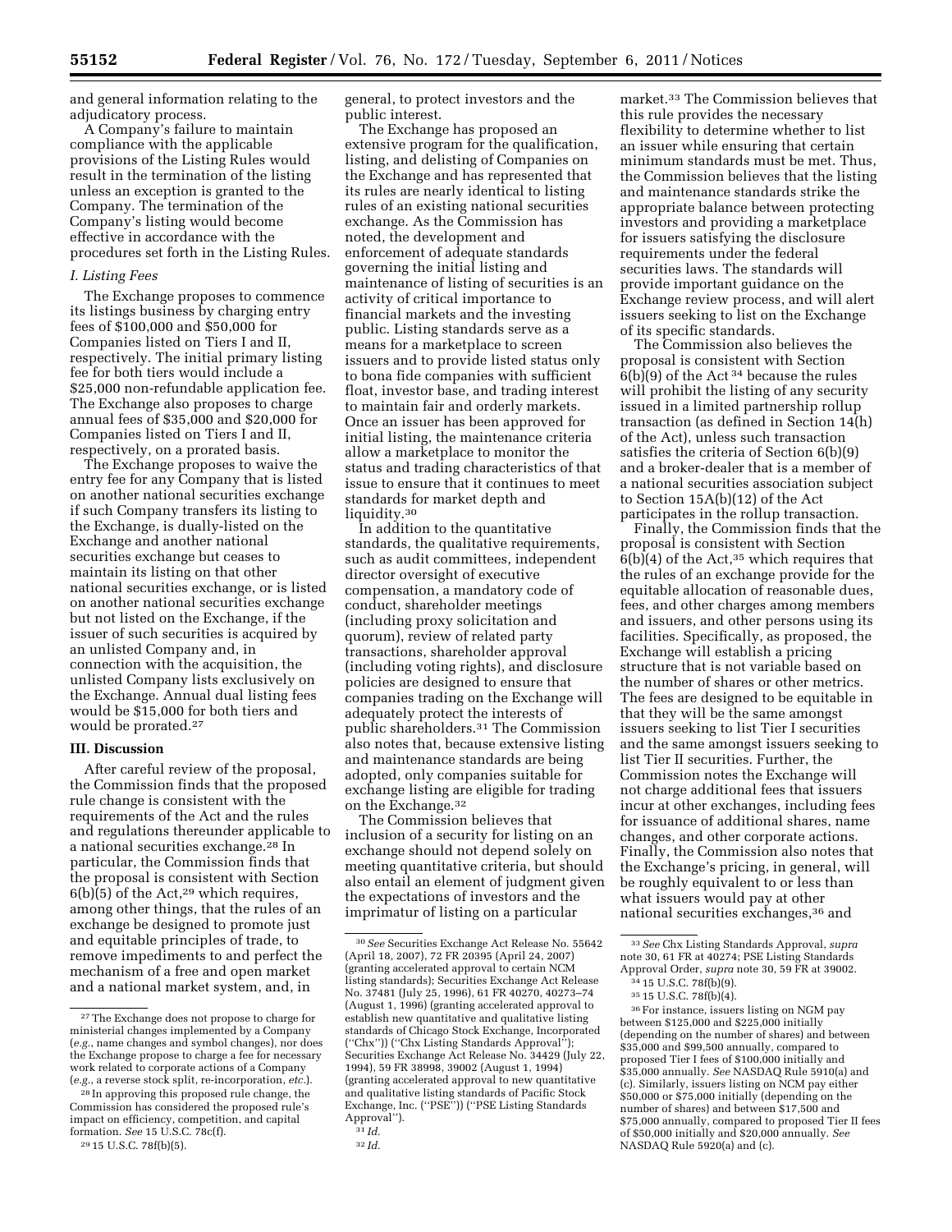and general information relating to the adjudicatory process.

A Company's failure to maintain compliance with the applicable provisions of the Listing Rules would result in the termination of the listing unless an exception is granted to the Company. The termination of the Company's listing would become effective in accordance with the procedures set forth in the Listing Rules.

*I. Listing Fees*

The Exchange proposes to commence its listings business by charging entry fees of $100,000 and $50,000 for Companies listed on Tiers I and II, respectively. The initial primary listing fee for both tiers would include a $25,000 non-refundable application fee. The Exchange also proposes to charge annual fees of $35,000 and $20,000 for Companies listed on Tiers I and II, respectively, on a prorated basis.

The Exchange proposes to waive the entry fee for any Company that is listed on another national securities exchange if such Company transfers its listing to the Exchange, is dually-listed on the Exchange and another national securities exchange but ceases to maintain its listing on that other national securities exchange, or is listed on another national securities exchange but not listed on the Exchange, if the issuer of such securities is acquired by an unlisted Company and, in connection with the acquisition, the unlisted Company lists exclusively on the Exchange. Annual dual listing fees would be $15,000 for both tiers and would be prorated.[27]

## III. Discussion

After careful review of the proposal, the Commission finds that the proposed rule change is consistent with the requirements of the Act and the rules and regulations thereunder applicable to a national securities exchange.[28] In particular, the Commission finds that the proposal is consistent with Section 6(b)(5) of the Act,[29] which requires, among other things, that the rules of an exchange be designed to promote just and equitable principles of trade, to remove impediments to and perfect the mechanism of a free and open market and a national market system, and, in general, to protect investors and the public interest.

The Exchange has proposed an extensive program for the qualification, listing, and delisting of Companies on the Exchange and has represented that its rules are nearly identical to listing rules of an existing national securities exchange. As the Commission has noted, the development and enforcement of adequate standards governing the initial listing and maintenance of listing of securities is an activity of critical importance to financial markets and the investing public. Listing standards serve as a means for a marketplace to screen issuers and to provide listed status only to bona fide companies with sufficient float, investor base, and trading interest to maintain fair and orderly markets. Once an issuer has been approved for initial listing, the maintenance criteria allow a marketplace to monitor the status and trading characteristics of that issue to ensure that it continues to meet standards for market depth and liquidity.[30]

In addition to the quantitative standards, the qualitative requirements, such as audit committees, independent director oversight of executive compensation, a mandatory code of conduct, shareholder meetings (including proxy solicitation and quorum), review of related party transactions, shareholder approval (including voting rights), and disclosure policies are designed to ensure that companies trading on the Exchange will adequately protect the interests of public shareholders.[31] The Commission also notes that, because extensive listing and maintenance standards are being adopted, only companies suitable for exchange listing are eligible for trading on the Exchange.[32]

The Commission believes that inclusion of a security for listing on an exchange should not depend solely on meeting quantitative criteria, but should also entail an element of judgment given the expectations of investors and the imprimatur of listing on a particular market.[33] The Commission believes that this rule provides the necessary flexibility to determine whether to list an issuer while ensuring that certain minimum standards must be met. Thus, the Commission believes that the listing and maintenance standards strike the appropriate balance between protecting investors and providing a marketplace for issuers satisfying the disclosure requirements under the federal securities laws. The standards will provide important guidance on the Exchange review process, and will alert issuers seeking to list on the Exchange of its specific standards.

The Commission also believes the proposal is consistent with Section 6(b)(9) of the Act [34] because the rules will prohibit the listing of any security issued in a limited partnership rollup transaction (as defined in Section 14(h) of the Act), unless such transaction satisfies the criteria of Section 6(b)(9) and a broker-dealer that is a member of a national securities association subject to Section 15A(b)(12) of the Act participates in the rollup transaction.

Finally, the Commission finds that the proposal is consistent with Section 6(b)(4) of the Act,[35] which requires that the rules of an exchange provide for the equitable allocation of reasonable dues, fees, and other charges among members and issuers, and other persons using its facilities. Specifically, as proposed, the Exchange will establish a pricing structure that is not variable based on the number of shares or other metrics. The fees are designed to be equitable in that they will be the same amongst issuers seeking to list Tier I securities and the same amongst issuers seeking to list Tier II securities. Further, the Commission notes the Exchange will not charge additional fees that issuers incur at other exchanges, including fees for issuance of additional shares, name changes, and other corporate actions. Finally, the Commission also notes that the Exchange's pricing, in general, will be roughly equivalent to or less than what issuers would pay at other national securities exchanges,[36] and

---

[27] The Exchange does not propose to charge for ministerial changes implemented by a Company (*e.g.*, name changes and symbol changes), nor does the Exchange propose to charge a fee for necessary work related to corporate actions of a Company (*e.g.*, a reverse stock split, re-incorporation, *etc.*).

[28] In approving this proposed rule change, the Commission has considered the proposed rule's impact on efficiency, competition, and capital formation. *See* 15 U.S.C. 78c(f).

[29] 15 U.S.C. 78f(b)(5).

[30] *See* Securities Exchange Act Release No. 55642 (April 18, 2007), 72 FR 20395 (April 24, 2007) (granting accelerated approval to certain NCM listing standards); Securities Exchange Act Release No. 37481 (July 25, 1996), 61 FR 40270, 40273–74 (August 1, 1996) (granting accelerated approval to establish new quantitative and qualitative listing standards of Chicago Stock Exchange, Incorporated (''Chx'')) (''Chx Listing Standards Approval''); Securities Exchange Act Release No. 34429 (July 22, 1994), 59 FR 38998, 39002 (August 1, 1994) (granting accelerated approval to new quantitative and qualitative listing standards of Pacific Stock Exchange, Inc. (''PSE'')) (''PSE Listing Standards Approval'').

[31] *Id.*

[32] *Id.*

[33] *See* Chx Listing Standards Approval, *supra* note 30, 61 FR at 40274; PSE Listing Standards Approval Order, *supra* note 30, 59 FR at 39002.

[34] 15 U.S.C. 78f(b)(9).

[35] 15 U.S.C. 78f(b)(4).

[36] For instance, issuers listing on NGM pay between $125,000 and $225,000 initially (depending on the number of shares) and between $35,000 and $99,500 annually, compared to proposed Tier I fees of $100,000 initially and $35,000 annually. *See* NASDAQ Rule 5910(a) and (c). Similarly, issuers listing on NCM pay either $50,000 or $75,000 initially (depending on the number of shares) and between $17,500 and $75,000 annually, compared to proposed Tier II fees of $50,000 initially and $20,000 annually. *See* NASDAQ Rule 5920(a) and (c).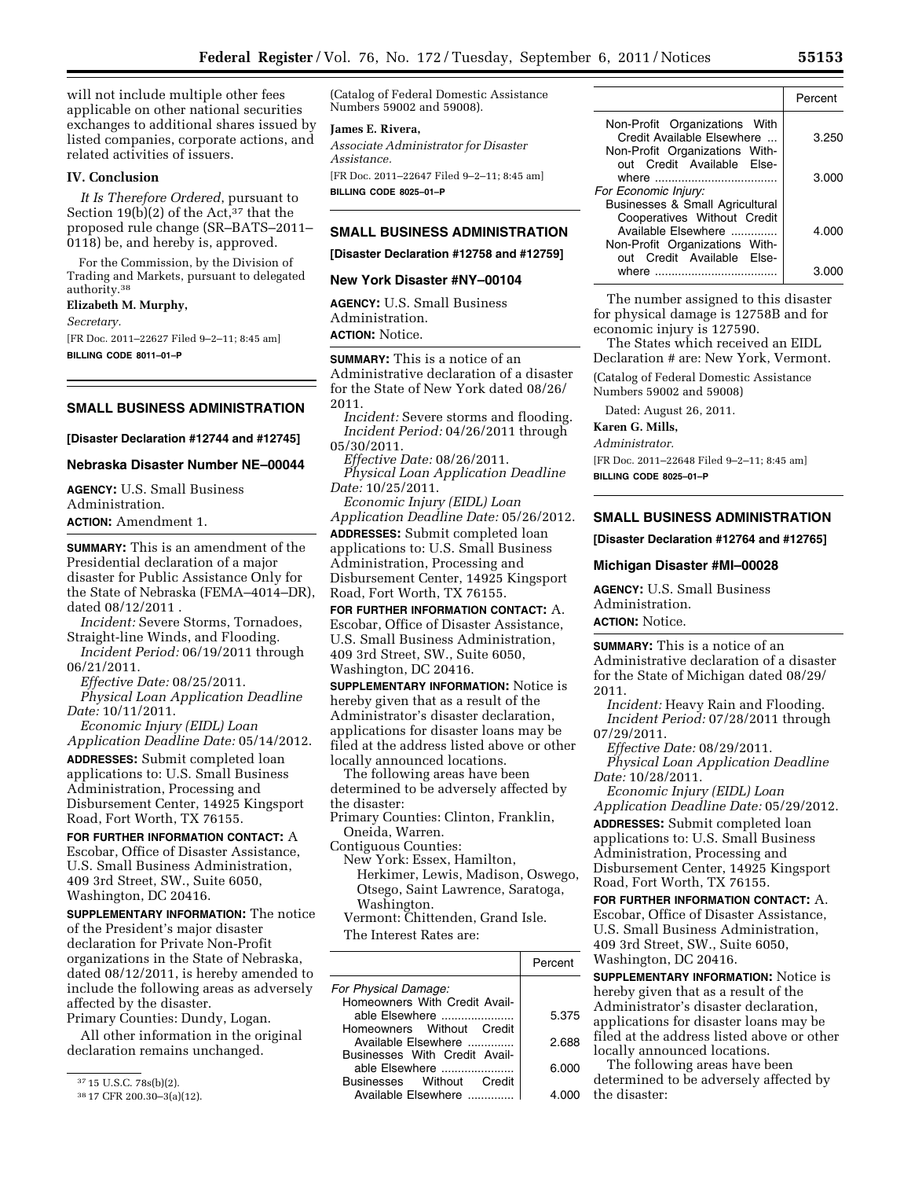will not include multiple other fees applicable on other national securities exchanges to additional shares issued by listed companies, corporate actions, and related activities of issuers.

### IV. Conclusion

*It Is Therefore Ordered*, pursuant to Section 19(b)(2) of the Act,[37] that the proposed rule change (SR–BATS–2011–0118) be, and hereby is, approved.

For the Commission, by the Division of Trading and Markets, pursuant to delegated authority.[38]

**Elizabeth M. Murphy,**

*Secretary.*

[FR Doc. 2011–22627 Filed 9–2–11; 8:45 am]

**BILLING CODE 8011–01–P**

[37] 15 U.S.C. 78s(b)(2).

[38] 17 CFR 200.30–3(a)(12).

## SMALL BUSINESS ADMINISTRATION

**[Disaster Declaration #12744 and #12745]**

### Nebraska Disaster Number NE–00044

**AGENCY:** U.S. Small Business Administration.

**ACTION:** Amendment 1.

**SUMMARY:** This is an amendment of the Presidential declaration of a major disaster for Public Assistance Only for the State of Nebraska (FEMA–4014–DR), dated 08/12/2011 .

*Incident:* Severe Storms, Tornadoes, Straight-line Winds, and Flooding.

*Incident Period:* 06/19/2011 through 06/21/2011.

*Effective Date:* 08/25/2011.

*Physical Loan Application Deadline Date:* 10/11/2011.

*Economic Injury (EIDL) Loan Application Deadline Date:* 05/14/2012.

**ADDRESSES:** Submit completed loan applications to: U.S. Small Business Administration, Processing and Disbursement Center, 14925 Kingsport Road, Fort Worth, TX 76155.

**FOR FURTHER INFORMATION CONTACT:** A Escobar, Office of Disaster Assistance, U.S. Small Business Administration, 409 3rd Street, SW., Suite 6050, Washington, DC 20416.

**SUPPLEMENTARY INFORMATION:** The notice of the President's major disaster declaration for Private Non-Profit organizations in the State of Nebraska, dated 08/12/2011, is hereby amended to include the following areas as adversely affected by the disaster.

Primary Counties: Dundy, Logan.

All other information in the original declaration remains unchanged.

(Catalog of Federal Domestic Assistance Numbers 59002 and 59008).

**James E. Rivera,**

*Associate Administrator for Disaster Assistance.*

[FR Doc. 2011–22647 Filed 9–2–11; 8:45 am]

**BILLING CODE 8025–01–P**

## SMALL BUSINESS ADMINISTRATION

**[Disaster Declaration #12758 and #12759]**

### New York Disaster #NY–00104

**AGENCY:** U.S. Small Business Administration.

**ACTION:** Notice.

**SUMMARY:** This is a notice of an Administrative declaration of a disaster for the State of New York dated 08/26/2011.

*Incident:* Severe storms and flooding.

*Incident Period:* 04/26/2011 through 05/30/2011.

*Effective Date:* 08/26/2011.

*Physical Loan Application Deadline Date:* 10/25/2011.

*Economic Injury (EIDL) Loan Application Deadline Date:* 05/26/2012.

**ADDRESSES:** Submit completed loan applications to: U.S. Small Business Administration, Processing and Disbursement Center, 14925 Kingsport Road, Fort Worth, TX 76155.

**FOR FURTHER INFORMATION CONTACT:** A. Escobar, Office of Disaster Assistance, U.S. Small Business Administration, 409 3rd Street, SW., Suite 6050, Washington, DC 20416.

**SUPPLEMENTARY INFORMATION:** Notice is hereby given that as a result of the Administrator's disaster declaration, applications for disaster loans may be filed at the address listed above or other locally announced locations.

The following areas have been determined to be adversely affected by the disaster:

Primary Counties: Clinton, Franklin, Oneida, Warren.

Contiguous Counties:

New York: Essex, Hamilton, Herkimer, Lewis, Madison, Oswego, Otsego, Saint Lawrence, Saratoga, Washington.

Vermont: Chittenden, Grand Isle.

The Interest Rates are:

| | Percent |
|---|---|
| *For Physical Damage:* | |
| Homeowners With Credit Available Elsewhere | 5.375 |
| Homeowners Without Credit Available Elsewhere | 2.688 |
| Businesses With Credit Available Elsewhere | 6.000 |
| Businesses Without Credit Available Elsewhere | 4.000 |
| Non-Profit Organizations With Credit Available Elsewhere | 3.250 |
| Non-Profit Organizations Without Credit Available Elsewhere | 3.000 |
| *For Economic Injury:* | |
| Businesses & Small Agricultural Cooperatives Without Credit Available Elsewhere | 4.000 |
| Non-Profit Organizations Without Credit Available Elsewhere | 3.000 |

The number assigned to this disaster for physical damage is 12758B and for economic injury is 127590.

The States which received an EIDL Declaration # are: New York, Vermont.

(Catalog of Federal Domestic Assistance Numbers 59002 and 59008)

Dated: August 26, 2011.

**Karen G. Mills,**

*Administrator.*

[FR Doc. 2011–22648 Filed 9–2–11; 8:45 am]

**BILLING CODE 8025–01–P**

## SMALL BUSINESS ADMINISTRATION

**[Disaster Declaration #12764 and #12765]**

### Michigan Disaster #MI–00028

**AGENCY:** U.S. Small Business Administration.

**ACTION:** Notice.

**SUMMARY:** This is a notice of an Administrative declaration of a disaster for the State of Michigan dated 08/29/2011.

*Incident:* Heavy Rain and Flooding.

*Incident Period:* 07/28/2011 through 07/29/2011.

*Effective Date:* 08/29/2011.

*Physical Loan Application Deadline Date:* 10/28/2011.

*Economic Injury (EIDL) Loan Application Deadline Date:* 05/29/2012.

**ADDRESSES:** Submit completed loan applications to: U.S. Small Business Administration, Processing and Disbursement Center, 14925 Kingsport Road, Fort Worth, TX 76155.

**FOR FURTHER INFORMATION CONTACT:** A. Escobar, Office of Disaster Assistance, U.S. Small Business Administration, 409 3rd Street, SW., Suite 6050, Washington, DC 20416.

**SUPPLEMENTARY INFORMATION:** Notice is hereby given that as a result of the Administrator's disaster declaration, applications for disaster loans may be filed at the address listed above or other locally announced locations.

The following areas have been determined to be adversely affected by the disaster: